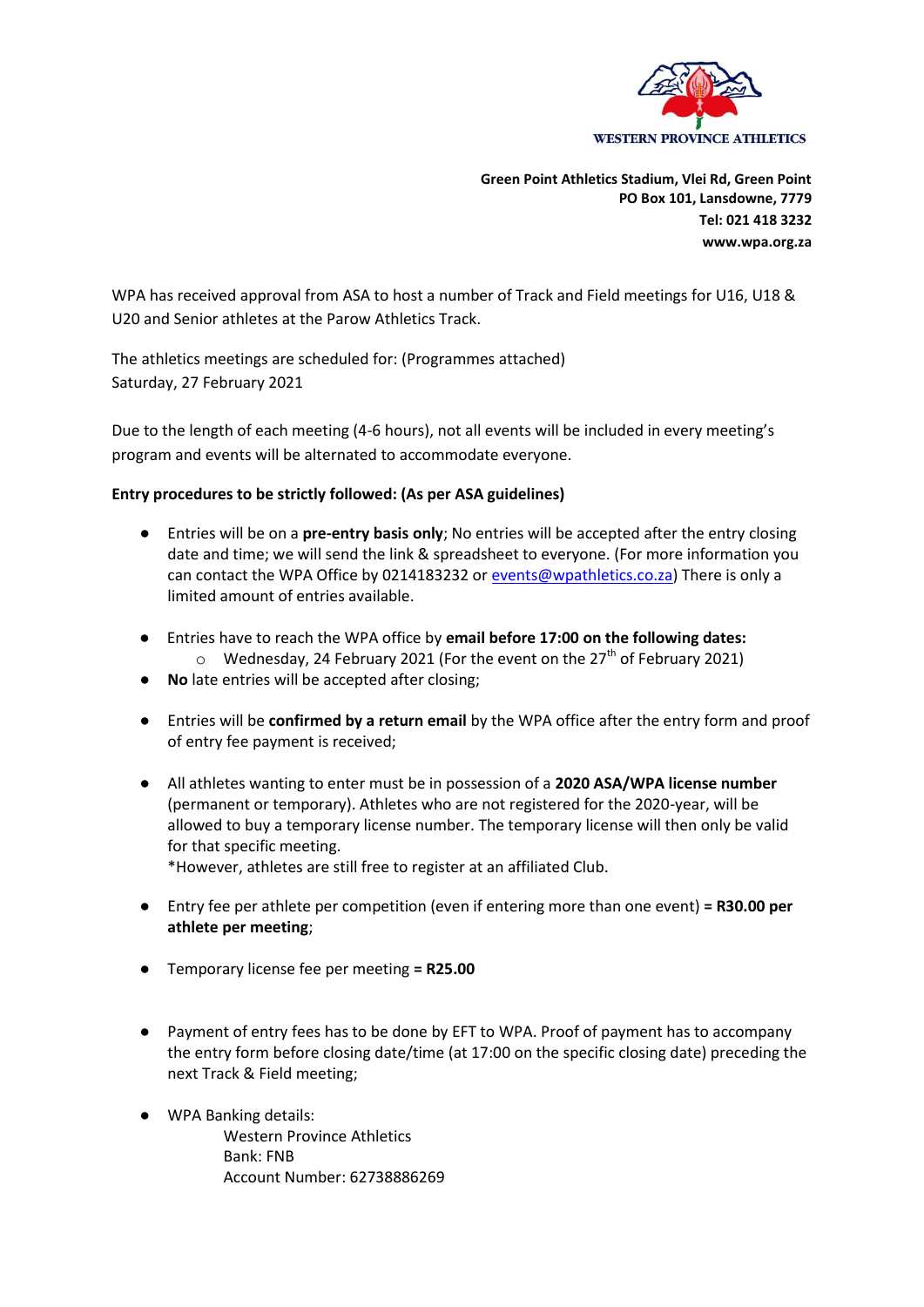WESTERN PROVINCE ATHLETICS

**Green Point Athletics Stadium, Vlei Rd, Green Point**
**PO Box 101, Lansdowne, 7779**
**Tel: 021 418 3232**
**www.wpa.org.za**

WPA has received approval from ASA to host a number of Track and Field meetings for U16, U18 & U20 and Senior athletes at the Parow Athletics Track.

The athletics meetings are scheduled for: (Programmes attached)
Saturday, 27 February 2021

Due to the length of each meeting (4-6 hours), not all events will be included in every meeting's program and events will be alternated to accommodate everyone.

**Entry procedures to be strictly followed: (As per ASA guidelines)**

- Entries will be on a **pre-entry basis only**; No entries will be accepted after the entry closing date and time; we will send the link & spreadsheet to everyone. (For more information you can contact the WPA Office by 0214183232 or events@wpathletics.co.za) There is only a limited amount of entries available.

- Entries have to reach the WPA office by **email before 17:00 on the following dates:**
  - Wednesday, 24 February 2021 (For the event on the 27th of February 2021)
- **No** late entries will be accepted after closing;

- Entries will be **confirmed by a return email** by the WPA office after the entry form and proof of entry fee payment is received;

- All athletes wanting to enter must be in possession of a **2020 ASA/WPA license number** (permanent or temporary). Athletes who are not registered for the 2020-year, will be allowed to buy a temporary license number. The temporary license will then only be valid for that specific meeting.
  *However, athletes are still free to register at an affiliated Club.

- Entry fee per athlete per competition (even if entering more than one event) **= R30.00 per athlete per meeting**;

- Temporary license fee per meeting **= R25.00**

- Payment of entry fees has to be done by EFT to WPA. Proof of payment has to accompany the entry form before closing date/time (at 17:00 on the specific closing date) preceding the next Track & Field meeting;

- WPA Banking details:
  Western Province Athletics
  Bank: FNB
  Account Number: 62738886269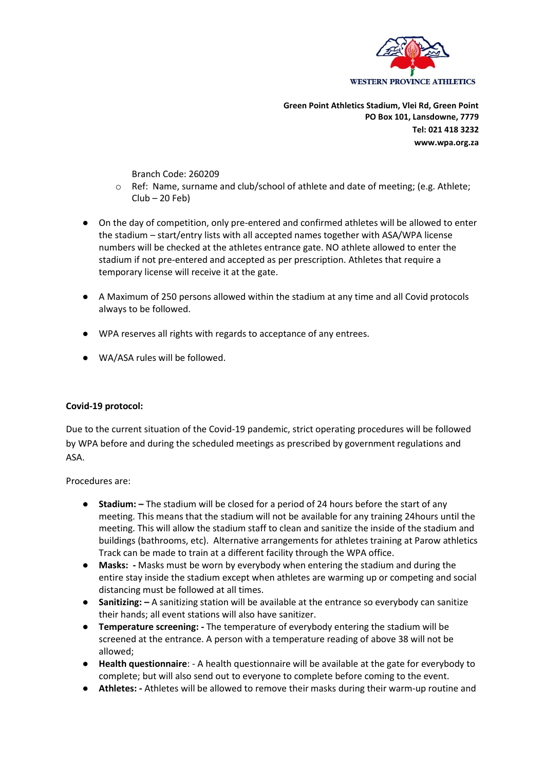Branch Code: 260209

- Ref: Name, surname and club/school of athlete and date of meeting; (e.g. Athlete; Club – 20 Feb)

- On the day of competition, only pre-entered and confirmed athletes will be allowed to enter the stadium – start/entry lists with all accepted names together with ASA/WPA license numbers will be checked at the athletes entrance gate. NO athlete allowed to enter the stadium if not pre-entered and accepted as per prescription. Athletes that require a temporary license will receive it at the gate.

- A Maximum of 250 persons allowed within the stadium at any time and all Covid protocols always to be followed.

- WPA reserves all rights with regards to acceptance of any entrees.

- WA/ASA rules will be followed.

**Covid-19 protocol:**

Due to the current situation of the Covid-19 pandemic, strict operating procedures will be followed by WPA before and during the scheduled meetings as prescribed by government regulations and ASA.

Procedures are:

- **Stadium: –** The stadium will be closed for a period of 24 hours before the start of any meeting. This means that the stadium will not be available for any training 24hours until the meeting. This will allow the stadium staff to clean and sanitize the inside of the stadium and buildings (bathrooms, etc). Alternative arrangements for athletes training at Parow athletics Track can be made to train at a different facility through the WPA office.
- **Masks: -** Masks must be worn by everybody when entering the stadium and during the entire stay inside the stadium except when athletes are warming up or competing and social distancing must be followed at all times.
- **Sanitizing: –** A sanitizing station will be available at the entrance so everybody can sanitize their hands; all event stations will also have sanitizer.
- **Temperature screening: -** The temperature of everybody entering the stadium will be screened at the entrance. A person with a temperature reading of above 38 will not be allowed;
- **Health questionnaire**: - A health questionnaire will be available at the gate for everybody to complete; but will also send out to everyone to complete before coming to the event.
- **Athletes: -** Athletes will be allowed to remove their masks during their warm-up routine and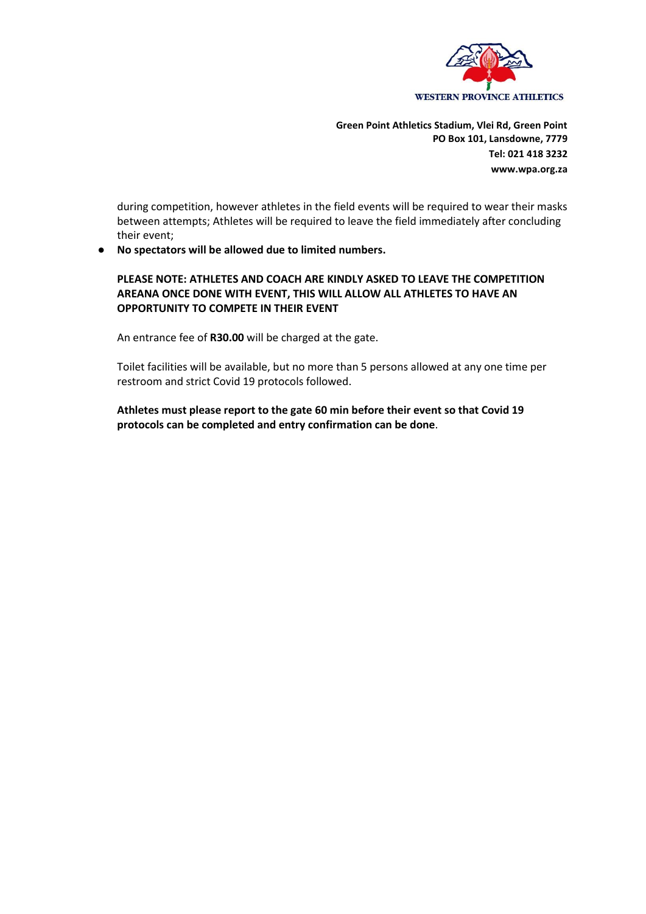during competition, however athletes in the field events will be required to wear their masks between attempts; Athletes will be required to leave the field immediately after concluding their event;

- **No spectators will be allowed due to limited numbers.**

**PLEASE NOTE: ATHLETES AND COACH ARE KINDLY ASKED TO LEAVE THE COMPETITION AREANA ONCE DONE WITH EVENT, THIS WILL ALLOW ALL ATHLETES TO HAVE AN OPPORTUNITY TO COMPETE IN THEIR EVENT**

An entrance fee of **R30.00** will be charged at the gate.

Toilet facilities will be available, but no more than 5 persons allowed at any one time per restroom and strict Covid 19 protocols followed.

**Athletes must please report to the gate 60 min before their event so that Covid 19 protocols can be completed and entry confirmation can be done**.